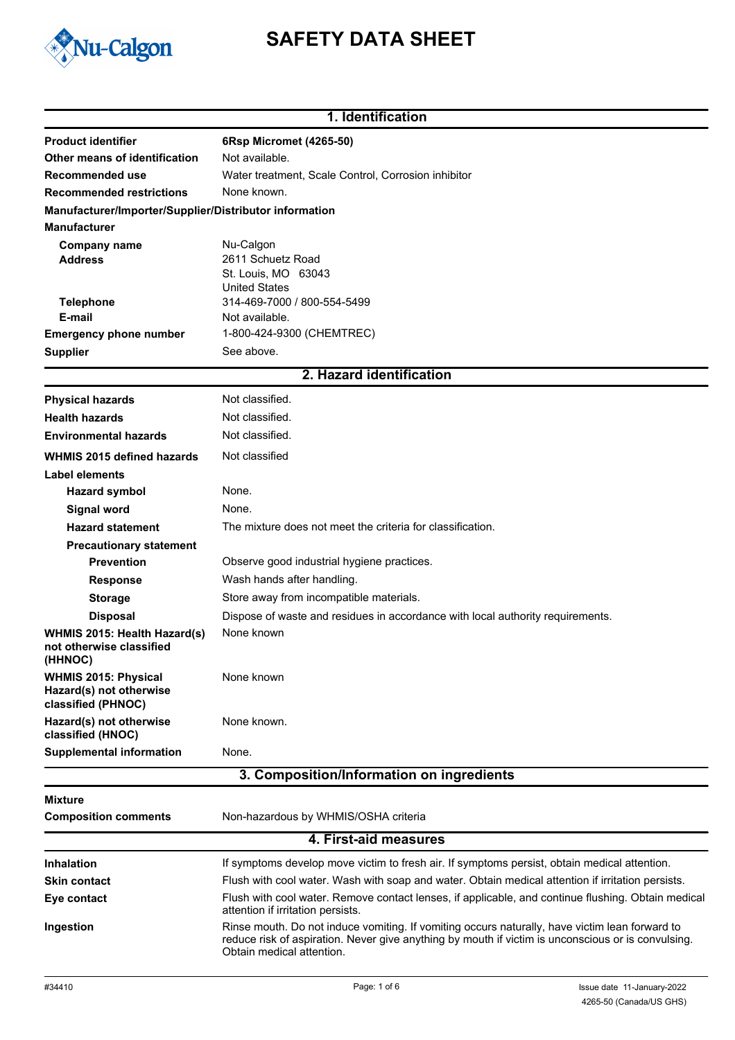# SAFETY DATA SHEET

## 1. Identification

| | |
|---|---|
| **Product identifier** | **6Rsp Micromet (4265-50)** |
| **Other means of identification** | Not available. |
| **Recommended use** | Water treatment, Scale Control, Corrosion inhibitor |
| **Recommended restrictions** | None known. |

**Manufacturer/Importer/Supplier/Distributor information**

**Manufacturer**

| | |
|---|---|
| **Company name** | Nu-Calgon |
| **Address** | 2611 Schuetz Road<br>St. Louis, MO 63043<br>United States |
| **Telephone** | 314-469-7000 / 800-554-5499 |
| **E-mail** | Not available. |
| **Emergency phone number** | 1-800-424-9300 (CHEMTREC) |
| **Supplier** | See above. |

## 2. Hazard identification

| | |
|---|---|
| **Physical hazards** | Not classified. |
| **Health hazards** | Not classified. |
| **Environmental hazards** | Not classified. |
| **WHMIS 2015 defined hazards** | Not classified |

**Label elements**

| | |
|---|---|
| **Hazard symbol** | None. |
| **Signal word** | None. |
| **Hazard statement** | The mixture does not meet the criteria for classification. |

**Precautionary statement**

| | |
|---|---|
| **Prevention** | Observe good industrial hygiene practices. |
| **Response** | Wash hands after handling. |
| **Storage** | Store away from incompatible materials. |
| **Disposal** | Dispose of waste and residues in accordance with local authority requirements. |
| **WHMIS 2015: Health Hazard(s) not otherwise classified (HHNOC)** | None known |
| **WHMIS 2015: Physical Hazard(s) not otherwise classified (PHNOC)** | None known |
| **Hazard(s) not otherwise classified (HNOC)** | None known. |
| **Supplemental information** | None. |

## 3. Composition/Information on ingredients

**Mixture**

| | |
|---|---|
| **Composition comments** | Non-hazardous by WHMIS/OSHA criteria |

## 4. First-aid measures

| | |
|---|---|
| **Inhalation** | If symptoms develop move victim to fresh air. If symptoms persist, obtain medical attention. |
| **Skin contact** | Flush with cool water. Wash with soap and water. Obtain medical attention if irritation persists. |
| **Eye contact** | Flush with cool water. Remove contact lenses, if applicable, and continue flushing. Obtain medical attention if irritation persists. |
| **Ingestion** | Rinse mouth. Do not induce vomiting. If vomiting occurs naturally, have victim lean forward to reduce risk of aspiration. Never give anything by mouth if victim is unconscious or is convulsing. Obtain medical attention. |

#34410 Issue date 11-January-2022
4265-50 (Canada/US GHS)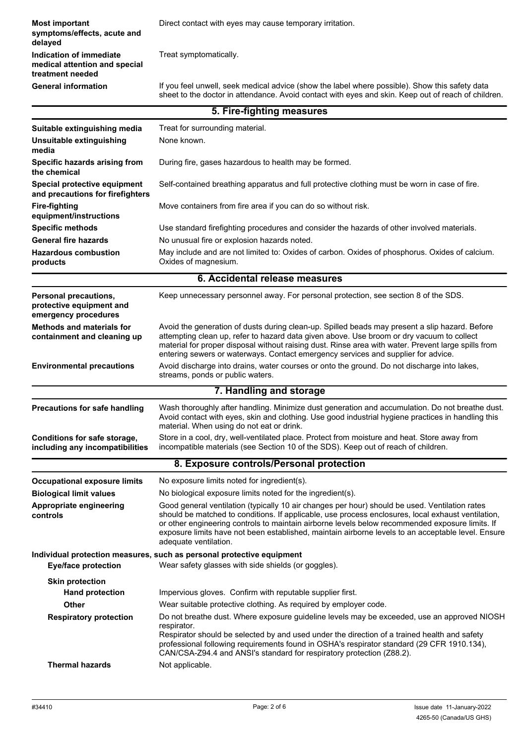**Most important symptoms/effects, acute and delayed** Direct contact with eyes may cause temporary irritation.

**Indication of immediate medical attention and special treatment needed** Treat symptomatically.

**General information** If you feel unwell, seek medical advice (show the label where possible). Show this safety data sheet to the doctor in attendance. Avoid contact with eyes and skin. Keep out of reach of children.

## 5. Fire-fighting measures

**Suitable extinguishing media** Treat for surrounding material.

**Unsuitable extinguishing media** None known.

**Specific hazards arising from the chemical** During fire, gases hazardous to health may be formed.

**Special protective equipment and precautions for firefighters** Self-contained breathing apparatus and full protective clothing must be worn in case of fire.

**Fire-fighting equipment/instructions** Move containers from fire area if you can do so without risk.

**Specific methods** Use standard firefighting procedures and consider the hazards of other involved materials.

**General fire hazards** No unusual fire or explosion hazards noted.

**Hazardous combustion products** May include and are not limited to: Oxides of carbon. Oxides of phosphorus. Oxides of calcium. Oxides of magnesium.

## 6. Accidental release measures

**Personal precautions, protective equipment and emergency procedures** Keep unnecessary personnel away. For personal protection, see section 8 of the SDS.

**Methods and materials for containment and cleaning up** Avoid the generation of dusts during clean-up. Spilled beads may present a slip hazard. Before attempting clean up, refer to hazard data given above. Use broom or dry vacuum to collect material for proper disposal without raising dust. Rinse area with water. Prevent large spills from entering sewers or waterways. Contact emergency services and supplier for advice.

**Environmental precautions** Avoid discharge into drains, water courses or onto the ground. Do not discharge into lakes, streams, ponds or public waters.

## 7. Handling and storage

**Precautions for safe handling** Wash thoroughly after handling. Minimize dust generation and accumulation. Do not breathe dust. Avoid contact with eyes, skin and clothing. Use good industrial hygiene practices in handling this material. When using do not eat or drink.

**Conditions for safe storage, including any incompatibilities** Store in a cool, dry, well-ventilated place. Protect from moisture and heat. Store away from incompatible materials (see Section 10 of the SDS). Keep out of reach of children.

## 8. Exposure controls/Personal protection

**Occupational exposure limits** No exposure limits noted for ingredient(s).

**Biological limit values** No biological exposure limits noted for the ingredient(s).

**Appropriate engineering controls** Good general ventilation (typically 10 air changes per hour) should be used. Ventilation rates should be matched to conditions. If applicable, use process enclosures, local exhaust ventilation, or other engineering controls to maintain airborne levels below recommended exposure limits. If exposure limits have not been established, maintain airborne levels to an acceptable level. Ensure adequate ventilation.

**Individual protection measures, such as personal protective equipment**

**Eye/face protection** Wear safety glasses with side shields (or goggles).

**Skin protection**

**Hand protection** Impervious gloves. Confirm with reputable supplier first.

**Other** Wear suitable protective clothing. As required by employer code.

**Respiratory protection** Do not breathe dust. Where exposure guideline levels may be exceeded, use an approved NIOSH respirator.
Respirator should be selected by and used under the direction of a trained health and safety professional following requirements found in OSHA's respirator standard (29 CFR 1910.134), CAN/CSA-Z94.4 and ANSI's standard for respiratory protection (Z88.2).

**Thermal hazards** Not applicable.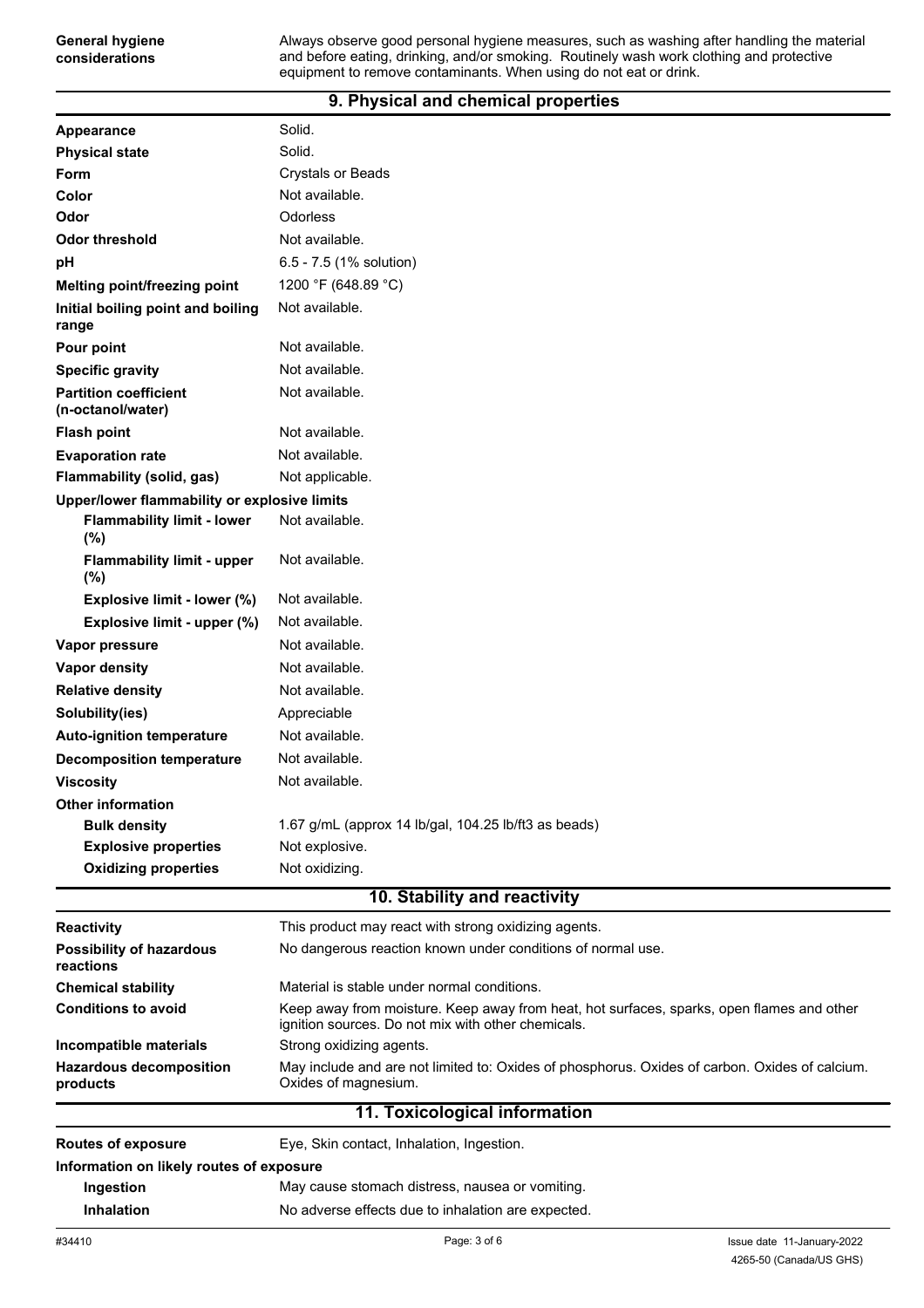| | |
|---|---|
| **General hygiene considerations** | Always observe good personal hygiene measures, such as washing after handling the material and before eating, drinking, and/or smoking. Routinely wash work clothing and protective equipment to remove contaminants. When using do not eat or drink. |

## 9. Physical and chemical properties

| | |
|---|---|
| **Appearance** | Solid. |
| **Physical state** | Solid. |
| **Form** | Crystals or Beads |
| **Color** | Not available. |
| **Odor** | Odorless |
| **Odor threshold** | Not available. |
| **pH** | 6.5 - 7.5 (1% solution) |
| **Melting point/freezing point** | 1200 °F (648.89 °C) |
| **Initial boiling point and boiling range** | Not available. |
| **Pour point** | Not available. |
| **Specific gravity** | Not available. |
| **Partition coefficient (n-octanol/water)** | Not available. |
| **Flash point** | Not available. |
| **Evaporation rate** | Not available. |
| **Flammability (solid, gas)** | Not applicable. |
| **Upper/lower flammability or explosive limits** | |
| **Flammability limit - lower (%)** | Not available. |
| **Flammability limit - upper (%)** | Not available. |
| **Explosive limit - lower (%)** | Not available. |
| **Explosive limit - upper (%)** | Not available. |
| **Vapor pressure** | Not available. |
| **Vapor density** | Not available. |
| **Relative density** | Not available. |
| **Solubility(ies)** | Appreciable |
| **Auto-ignition temperature** | Not available. |
| **Decomposition temperature** | Not available. |
| **Viscosity** | Not available. |
| **Other information** | |
| **Bulk density** | 1.67 g/mL (approx 14 lb/gal, 104.25 lb/ft3 as beads) |
| **Explosive properties** | Not explosive. |
| **Oxidizing properties** | Not oxidizing. |

## 10. Stability and reactivity

| | |
|---|---|
| **Reactivity** | This product may react with strong oxidizing agents. |
| **Possibility of hazardous reactions** | No dangerous reaction known under conditions of normal use. |
| **Chemical stability** | Material is stable under normal conditions. |
| **Conditions to avoid** | Keep away from moisture. Keep away from heat, hot surfaces, sparks, open flames and other ignition sources. Do not mix with other chemicals. |
| **Incompatible materials** | Strong oxidizing agents. |
| **Hazardous decomposition products** | May include and are not limited to: Oxides of phosphorus. Oxides of carbon. Oxides of calcium. Oxides of magnesium. |

## 11. Toxicological information

| | |
|---|---|
| **Routes of exposure** | Eye, Skin contact, Inhalation, Ingestion. |
| **Information on likely routes of exposure** | |
| **Ingestion** | May cause stomach distress, nausea or vomiting. |
| **Inhalation** | No adverse effects due to inhalation are expected. |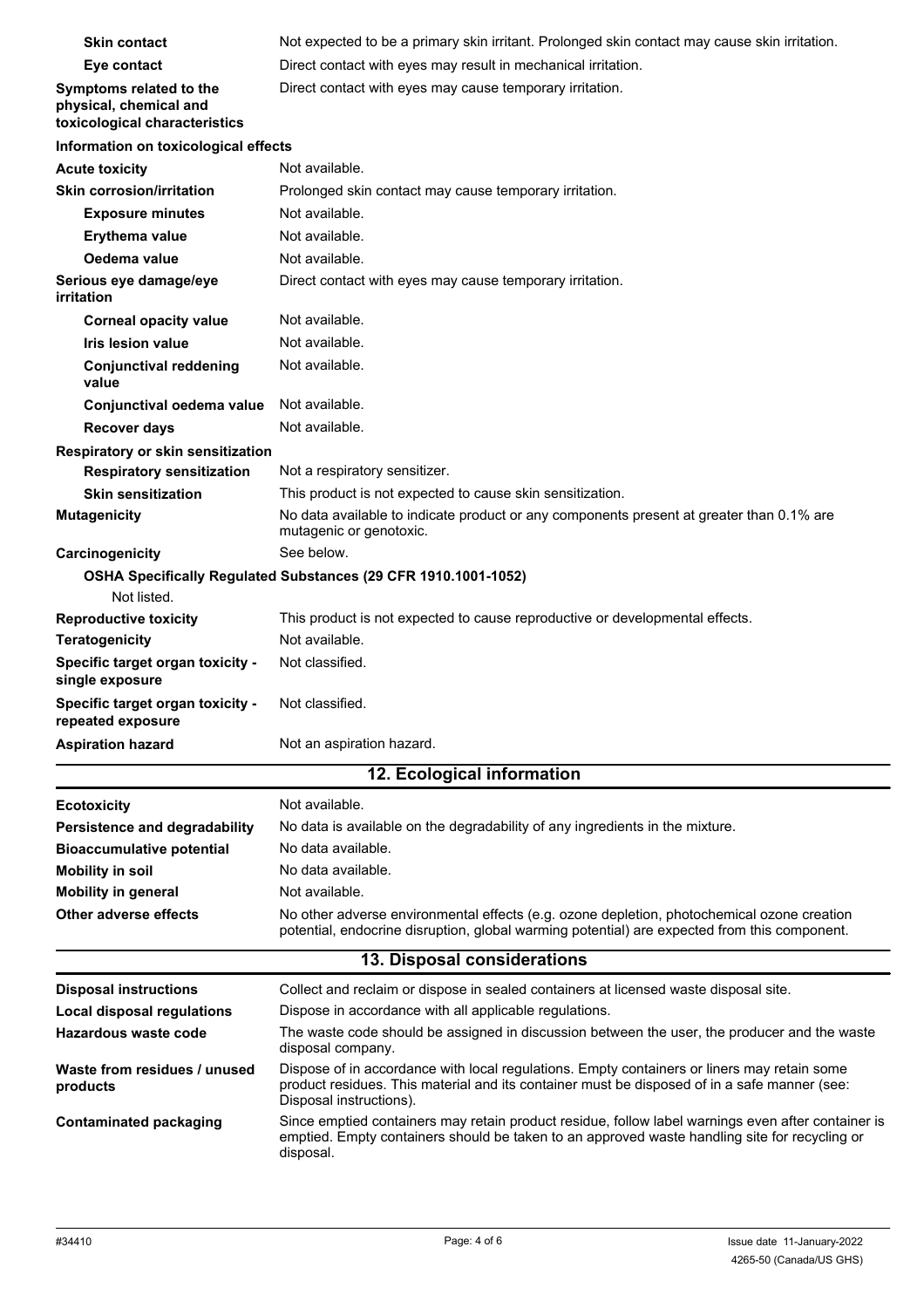| | |
|---|---|
| **Skin contact** | Not expected to be a primary skin irritant. Prolonged skin contact may cause skin irritation. |
| **Eye contact** | Direct contact with eyes may result in mechanical irritation. |
| **Symptoms related to the physical, chemical and toxicological characteristics** | Direct contact with eyes may cause temporary irritation. |

**Information on toxicological effects**

| | |
|---|---|
| **Acute toxicity** | Not available. |
| **Skin corrosion/irritation** | Prolonged skin contact may cause temporary irritation. |
| **Exposure minutes** | Not available. |
| **Erythema value** | Not available. |
| **Oedema value** | Not available. |
| **Serious eye damage/eye irritation** | Direct contact with eyes may cause temporary irritation. |
| **Corneal opacity value** | Not available. |
| **Iris lesion value** | Not available. |
| **Conjunctival reddening value** | Not available. |
| **Conjunctival oedema value** | Not available. |
| **Recover days** | Not available. |

**Respiratory or skin sensitization**

| | |
|---|---|
| **Respiratory sensitization** | Not a respiratory sensitizer. |
| **Skin sensitization** | This product is not expected to cause skin sensitization. |
| **Mutagenicity** | No data available to indicate product or any components present at greater than 0.1% are mutagenic or genotoxic. |
| **Carcinogenicity** | See below. |

**OSHA Specifically Regulated Substances (29 CFR 1910.1001-1052)**

Not listed.

| | |
|---|---|
| **Reproductive toxicity** | This product is not expected to cause reproductive or developmental effects. |
| **Teratogenicity** | Not available. |
| **Specific target organ toxicity - single exposure** | Not classified. |
| **Specific target organ toxicity - repeated exposure** | Not classified. |
| **Aspiration hazard** | Not an aspiration hazard. |

## 12. Ecological information

| | |
|---|---|
| **Ecotoxicity** | Not available. |
| **Persistence and degradability** | No data is available on the degradability of any ingredients in the mixture. |
| **Bioaccumulative potential** | No data available. |
| **Mobility in soil** | No data available. |
| **Mobility in general** | Not available. |
| **Other adverse effects** | No other adverse environmental effects (e.g. ozone depletion, photochemical ozone creation potential, endocrine disruption, global warming potential) are expected from this component. |

## 13. Disposal considerations

| | |
|---|---|
| **Disposal instructions** | Collect and reclaim or dispose in sealed containers at licensed waste disposal site. |
| **Local disposal regulations** | Dispose in accordance with all applicable regulations. |
| **Hazardous waste code** | The waste code should be assigned in discussion between the user, the producer and the waste disposal company. |
| **Waste from residues / unused products** | Dispose of in accordance with local regulations. Empty containers or liners may retain some product residues. This material and its container must be disposed of in a safe manner (see: Disposal instructions). |
| **Contaminated packaging** | Since emptied containers may retain product residue, follow label warnings even after container is emptied. Empty containers should be taken to an approved waste handling site for recycling or disposal. |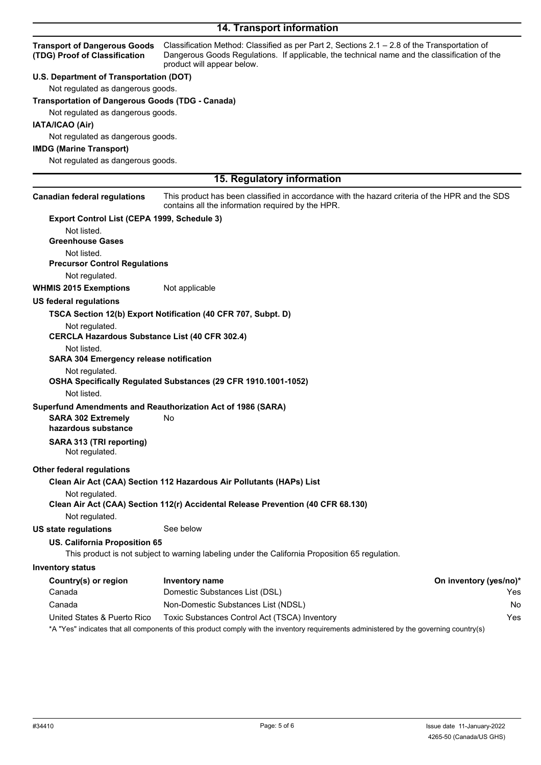## 14. Transport information

**Transport of Dangerous Goods (TDG) Proof of Classification** Classification Method: Classified as per Part 2, Sections 2.1 – 2.8 of the Transportation of Dangerous Goods Regulations. If applicable, the technical name and the classification of the product will appear below.

**U.S. Department of Transportation (DOT)**

Not regulated as dangerous goods.

**Transportation of Dangerous Goods (TDG - Canada)**

Not regulated as dangerous goods.

**IATA/ICAO (Air)**

Not regulated as dangerous goods.

**IMDG (Marine Transport)**

Not regulated as dangerous goods.

## 15. Regulatory information

**Canadian federal regulations** This product has been classified in accordance with the hazard criteria of the HPR and the SDS contains all the information required by the HPR.

**Export Control List (CEPA 1999, Schedule 3)**

Not listed.

**Greenhouse Gases**

Not listed.

**Precursor Control Regulations**

Not regulated.

**WHMIS 2015 Exemptions** Not applicable

**US federal regulations**

**TSCA Section 12(b) Export Notification (40 CFR 707, Subpt. D)**

Not regulated.

**CERCLA Hazardous Substance List (40 CFR 302.4)**

Not listed.

**SARA 304 Emergency release notification**

Not regulated.

**OSHA Specifically Regulated Substances (29 CFR 1910.1001-1052)**

Not listed.

**Superfund Amendments and Reauthorization Act of 1986 (SARA)**

**SARA 302 Extremely hazardous substance** No

**SARA 313 (TRI reporting)**

Not regulated.

**Other federal regulations**

**Clean Air Act (CAA) Section 112 Hazardous Air Pollutants (HAPs) List**

Not regulated.

**Clean Air Act (CAA) Section 112(r) Accidental Release Prevention (40 CFR 68.130)**

Not regulated.

**US state regulations** See below

**US. California Proposition 65**

This product is not subject to warning labeling under the California Proposition 65 regulation.

**Inventory status**

| Country(s) or region | Inventory name | On inventory (yes/no)* |
|---|---|---|
| Canada | Domestic Substances List (DSL) | Yes |
| Canada | Non-Domestic Substances List (NDSL) | No |
| United States & Puerto Rico | Toxic Substances Control Act (TSCA) Inventory | Yes |

*A "Yes" indicates that all components of this product comply with the inventory requirements administered by the governing country(s)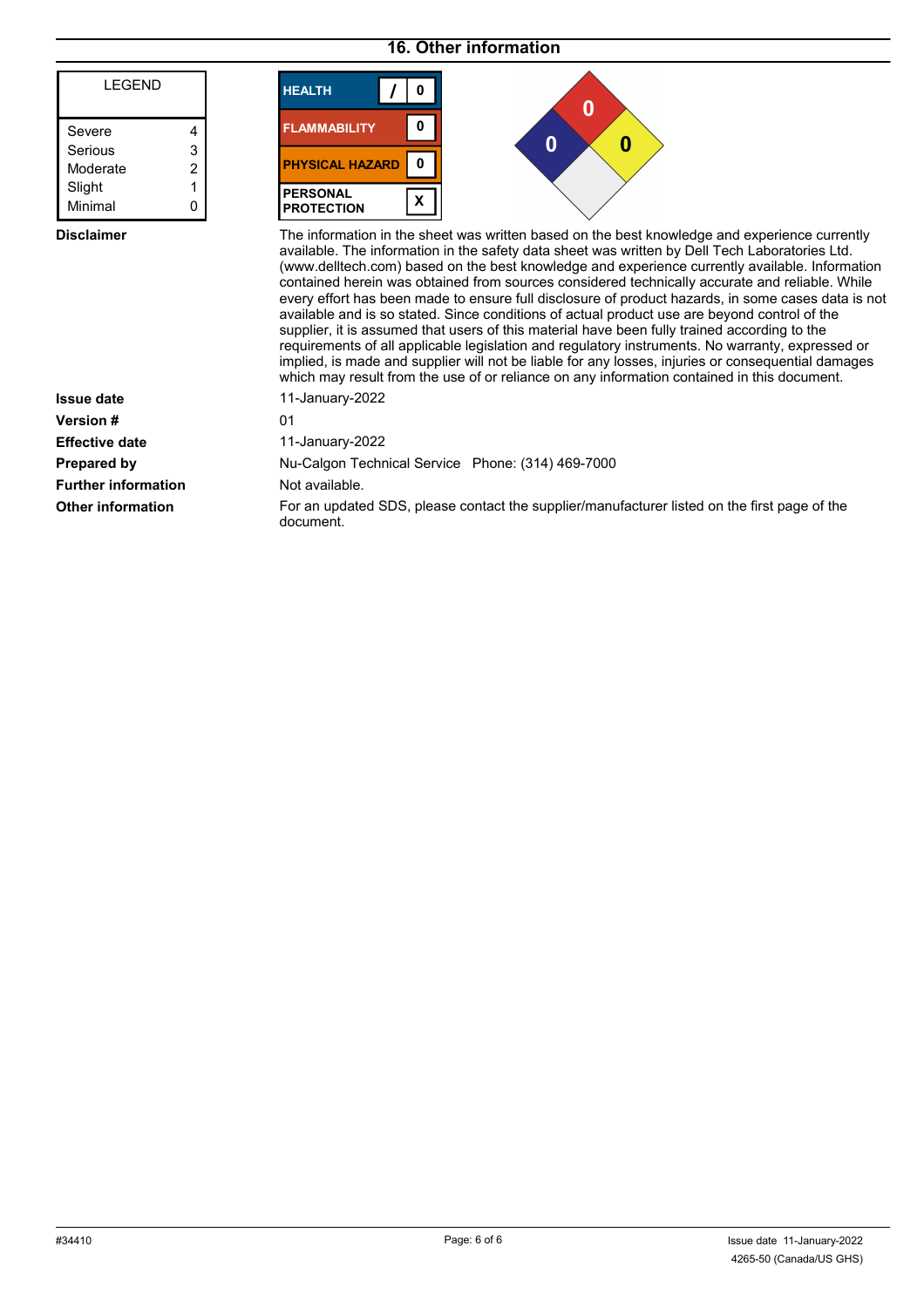## 16. Other information

| LEGEND | |
|---|---|
| Severe | 4 |
| Serious | 3 |
| Moderate | 2 |
| Slight | 1 |
| Minimal | 0 |

| | |
|---|---|
| HEALTH | / 0 |
| FLAMMABILITY | 0 |
| PHYSICAL HAZARD | 0 |
| PERSONAL PROTECTION | X |

0

0 0

**Disclaimer**

The information in the sheet was written based on the best knowledge and experience currently available. The information in the safety data sheet was written by Dell Tech Laboratories Ltd. (www.delltech.com) based on the best knowledge and experience currently available. Information contained herein was obtained from sources considered technically accurate and reliable. While every effort has been made to ensure full disclosure of product hazards, in some cases data is not available and is so stated. Since conditions of actual product use are beyond control of the supplier, it is assumed that users of this material have been fully trained according to the requirements of all applicable legislation and regulatory instruments. No warranty, expressed or implied, is made and supplier will not be liable for any losses, injuries or consequential damages which may result from the use of or reliance on any information contained in this document.

**Issue date** 11-January-2022

**Version #** 01

**Effective date** 11-January-2022

**Prepared by** Nu-Calgon Technical Service Phone: (314) 469-7000

**Further information** Not available.

**Other information** For an updated SDS, please contact the supplier/manufacturer listed on the first page of the document.